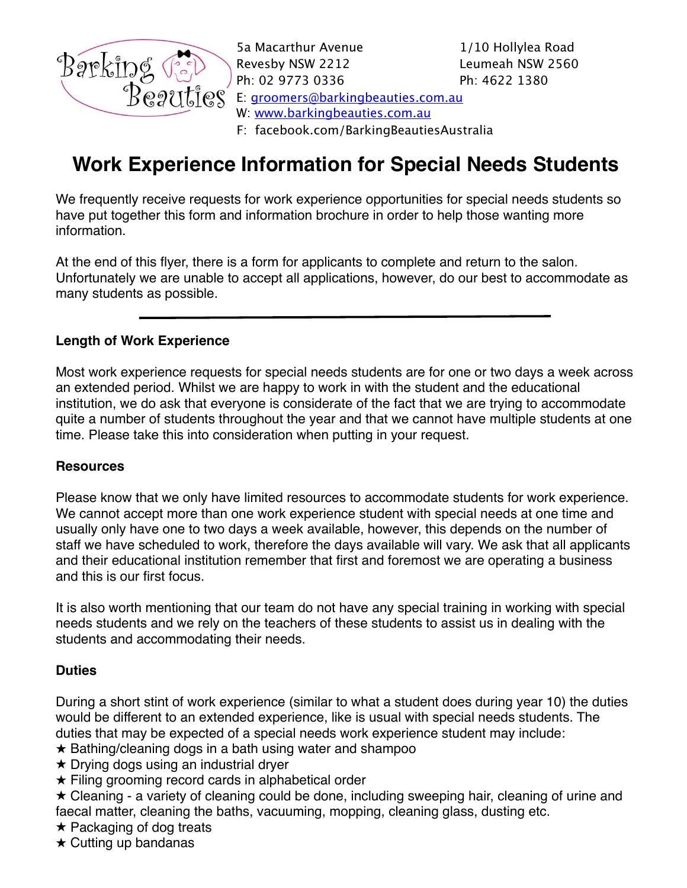Barking Beauties

5a Macarthur Avenue
Revesby NSW 2212
Ph: 02 9773 0336

1/10 Hollylea Road
Leumeah NSW 2560
Ph: 4622 1380

E: groomers@barkingbeauties.com.au
W: www.barkingbeauties.com.au
F: facebook.com/BarkingBeautiesAustralia

# Work Experience Information for Special Needs Students

We frequently receive requests for work experience opportunities for special needs students so have put together this form and information brochure in order to help those wanting more information.

At the end of this flyer, there is a form for applicants to complete and return to the salon. Unfortunately we are unable to accept all applications, however, do our best to accommodate as many students as possible.

---

**Length of Work Experience**

Most work experience requests for special needs students are for one or two days a week across an extended period. Whilst we are happy to work in with the student and the educational institution, we do ask that everyone is considerate of the fact that we are trying to accommodate quite a number of students throughout the year and that we cannot have multiple students at one time. Please take this into consideration when putting in your request.

**Resources**

Please know that we only have limited resources to accommodate students for work experience. We cannot accept more than one work experience student with special needs at one time and usually only have one to two days a week available, however, this depends on the number of staff we have scheduled to work, therefore the days available will vary. We ask that all applicants and their educational institution remember that first and foremost we are operating a business and this is our first focus.

It is also worth mentioning that our team do not have any special training in working with special needs students and we rely on the teachers of these students to assist us in dealing with the students and accommodating their needs.

**Duties**

During a short stint of work experience (similar to what a student does during year 10) the duties would be different to an extended experience, like is usual with special needs students. The duties that may be expected of a special needs work experience student may include:

★ Bathing/cleaning dogs in a bath using water and shampoo
★ Drying dogs using an industrial dryer
★ Filing grooming record cards in alphabetical order
★ Cleaning - a variety of cleaning could be done, including sweeping hair, cleaning of urine and faecal matter, cleaning the baths, vacuuming, mopping, cleaning glass, dusting etc.
★ Packaging of dog treats
★ Cutting up bandanas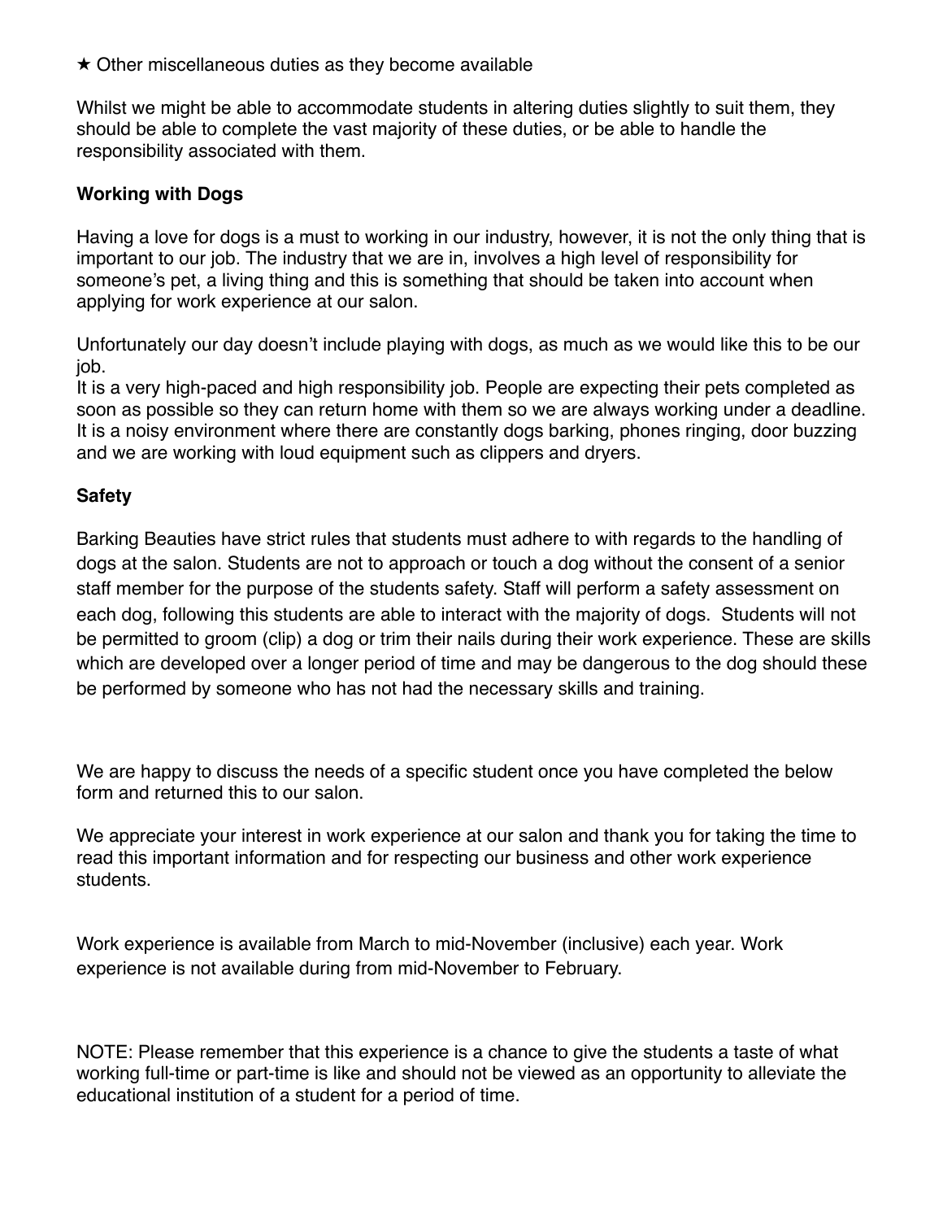★ Other miscellaneous duties as they become available

Whilst we might be able to accommodate students in altering duties slightly to suit them, they should be able to complete the vast majority of these duties, or be able to handle the responsibility associated with them.

**Working with Dogs**

Having a love for dogs is a must to working in our industry, however, it is not the only thing that is important to our job. The industry that we are in, involves a high level of responsibility for someone's pet, a living thing and this is something that should be taken into account when applying for work experience at our salon.

Unfortunately our day doesn't include playing with dogs, as much as we would like this to be our job.
It is a very high-paced and high responsibility job. People are expecting their pets completed as soon as possible so they can return home with them so we are always working under a deadline. It is a noisy environment where there are constantly dogs barking, phones ringing, door buzzing and we are working with loud equipment such as clippers and dryers.

**Safety**

Barking Beauties have strict rules that students must adhere to with regards to the handling of dogs at the salon. Students are not to approach or touch a dog without the consent of a senior staff member for the purpose of the students safety. Staff will perform a safety assessment on each dog, following this students are able to interact with the majority of dogs. Students will not be permitted to groom (clip) a dog or trim their nails during their work experience. These are skills which are developed over a longer period of time and may be dangerous to the dog should these be performed by someone who has not had the necessary skills and training.

We are happy to discuss the needs of a specific student once you have completed the below form and returned this to our salon.

We appreciate your interest in work experience at our salon and thank you for taking the time to read this important information and for respecting our business and other work experience students.

Work experience is available from March to mid-November (inclusive) each year. Work experience is not available during from mid-November to February.

NOTE: Please remember that this experience is a chance to give the students a taste of what working full-time or part-time is like and should not be viewed as an opportunity to alleviate the educational institution of a student for a period of time.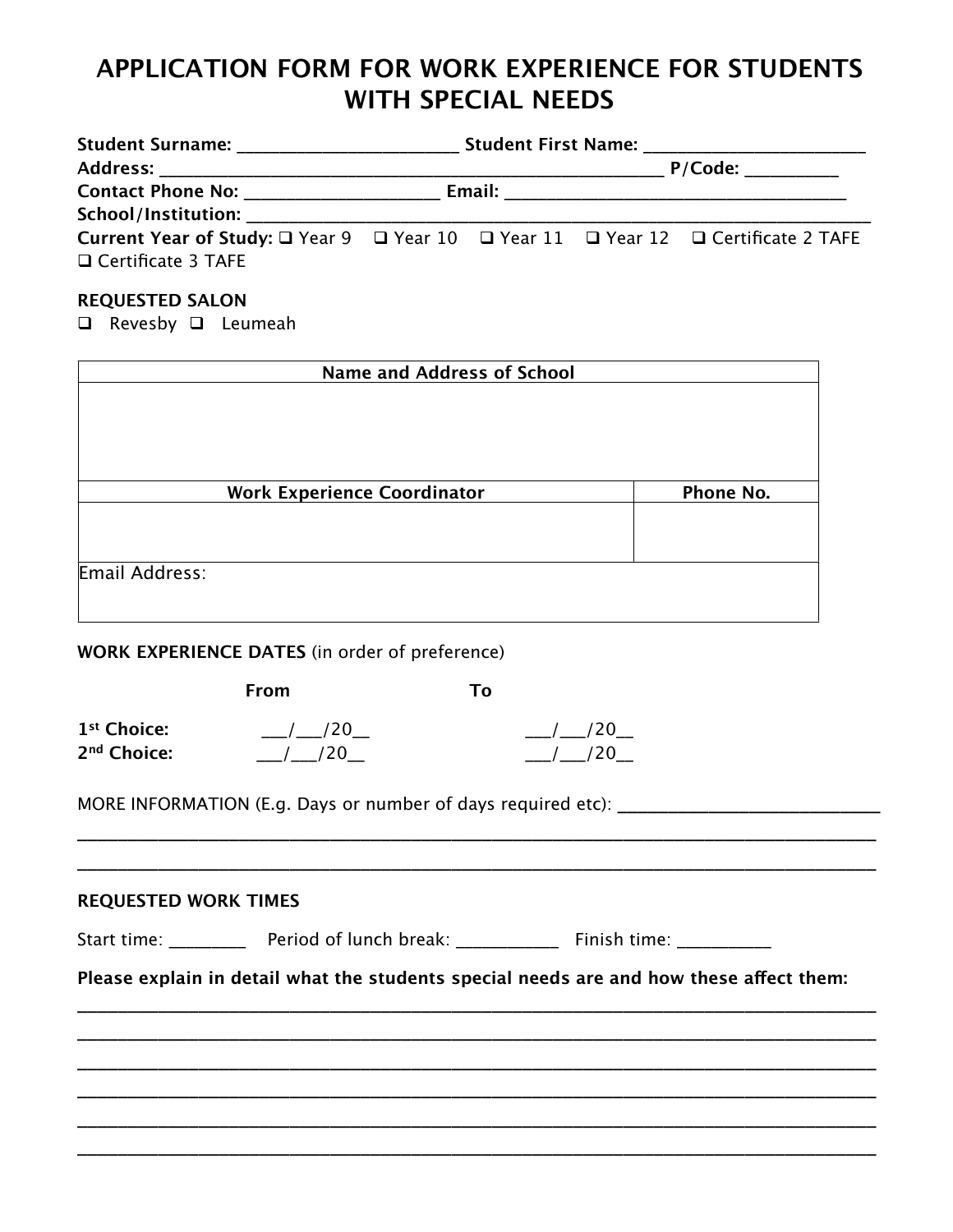# APPLICATION FORM FOR WORK EXPERIENCE FOR STUDENTS WITH SPECIAL NEEDS

**Student Surname:** ________________________ **Student First Name:** ________________________
**Address:** ________________________________________________________ **P/Code:** __________
**Contact Phone No:** _____________________ **Email:** ______________________________________
**School/Institution:** ______________________________________________________________________
**Current Year of Study:** ❑ Year 9 ❑ Year 10 ❑ Year 11 ❑ Year 12 ❑ Certificate 2 TAFE ❑ Certificate 3 TAFE

**REQUESTED SALON**
❑ Revesby ❑ Leumeah

| Name and Address of School | |
|---|---|
| | |
| **Work Experience Coordinator** | **Phone No.** |
| | |
| Email Address: | |

**WORK EXPERIENCE DATES** (in order of preference)

| | From | To |
|---|---|---|
| **1st Choice:** | \_\_\_/\_\_\_/20\_\_ | \_\_\_/\_\_\_/20\_\_ |
| **2nd Choice:** | \_\_\_/\_\_\_/20\_\_ | \_\_\_/\_\_\_/20\_\_ |

MORE INFORMATION (E.g. Days or number of days required etc): ____________________________
_____________________________________________________________________________________
_____________________________________________________________________________________

**REQUESTED WORK TIMES**

Start time: ________ Period of lunch break: ___________ Finish time: __________

**Please explain in detail what the students special needs are and how these affect them:**
_____________________________________________________________________________________
_____________________________________________________________________________________
_____________________________________________________________________________________
_____________________________________________________________________________________
_____________________________________________________________________________________
_____________________________________________________________________________________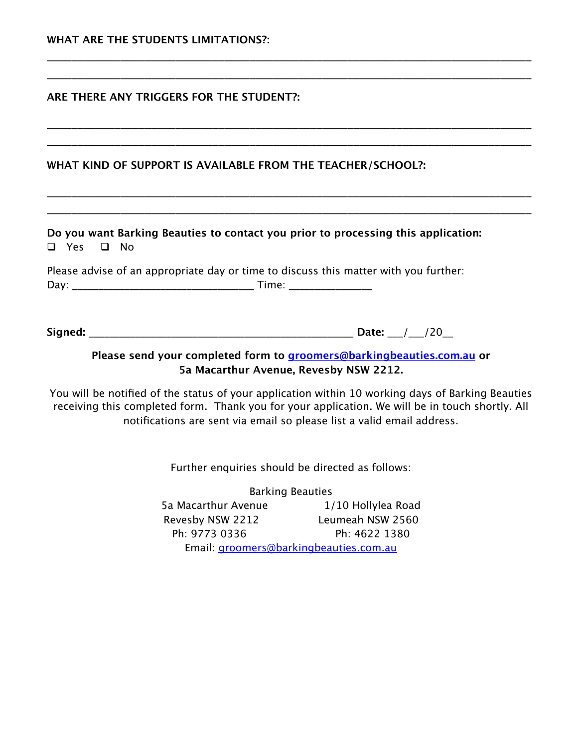**WHAT ARE THE STUDENTS LIMITATIONS?:**

_______________________________________________________________________________

_______________________________________________________________________________

**ARE THERE ANY TRIGGERS FOR THE STUDENT?:**

_______________________________________________________________________________

_______________________________________________________________________________

**WHAT KIND OF SUPPORT IS AVAILABLE FROM THE TEACHER/SCHOOL?:**

_______________________________________________________________________________

_______________________________________________________________________________

**Do you want Barking Beauties to contact you prior to processing this application:**

❑ Yes ❑ No

Please advise of an appropriate day or time to discuss this matter with you further:
Day: ________________________________ Time: ______________

**Signed:** _______________________________________________ **Date:** ___/___/20__

**Please send your completed form to groomers@barkingbeauties.com.au or 5a Macarthur Avenue, Revesby NSW 2212.**

You will be notified of the status of your application within 10 working days of Barking Beauties receiving this completed form. Thank you for your application. We will be in touch shortly. All notifications are sent via email so please list a valid email address.

Further enquiries should be directed as follows:

Barking Beauties

5a Macarthur Avenue
Revesby NSW 2212
Ph: 9773 0336

1/10 Hollylea Road
Leumeah NSW 2560
Ph: 4622 1380

Email: groomers@barkingbeauties.com.au